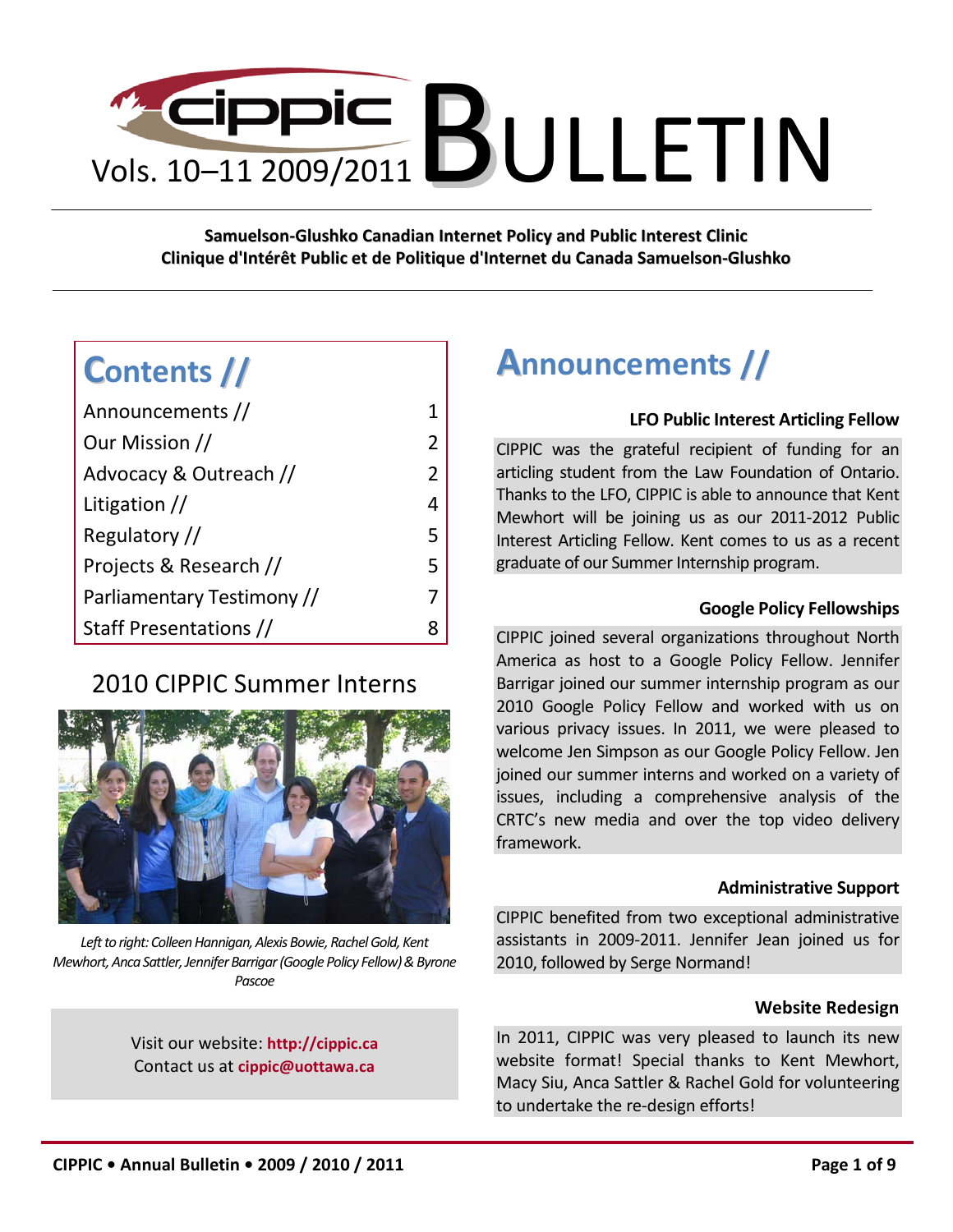# cippic BULLETIN

Vols. 10–11 2009/2011

**Samuelson-Glushko Canadian Internet Policy and Public Interest Clinic**
**Clinique d'Intérêt Public et de Politique d'Internet du Canada Samuelson-Glushko**

## Contents //

| | |
|---|---|
| Announcements // | 1 |
| Our Mission // | 2 |
| Advocacy & Outreach // | 2 |
| Litigation // | 4 |
| Regulatory // | 5 |
| Projects & Research // | 5 |
| Parliamentary Testimony // | 7 |
| Staff Presentations // | 8 |

### 2010 CIPPIC Summer Interns

*Left to right: Colleen Hannigan, Alexis Bowie, Rachel Gold, Kent Mewhort, Anca Sattler, Jennifer Barrigar (Google Policy Fellow) & Byrone Pascoe*

Visit our website: **http://cippic.ca**
Contact us at **cippic@uottawa.ca**

## Announcements //

### LFO Public Interest Articling Fellow

CIPPIC was the grateful recipient of funding for an articling student from the Law Foundation of Ontario. Thanks to the LFO, CIPPIC is able to announce that Kent Mewhort will be joining us as our 2011-2012 Public Interest Articling Fellow. Kent comes to us as a recent graduate of our Summer Internship program.

### Google Policy Fellowships

CIPPIC joined several organizations throughout North America as host to a Google Policy Fellow. Jennifer Barrigar joined our summer internship program as our 2010 Google Policy Fellow and worked with us on various privacy issues. In 2011, we were pleased to welcome Jen Simpson as our Google Policy Fellow. Jen joined our summer interns and worked on a variety of issues, including a comprehensive analysis of the CRTC's new media and over the top video delivery framework.

### Administrative Support

CIPPIC benefited from two exceptional administrative assistants in 2009-2011. Jennifer Jean joined us for 2010, followed by Serge Normand!

### Website Redesign

In 2011, CIPPIC was very pleased to launch its new website format! Special thanks to Kent Mewhort, Macy Siu, Anca Sattler & Rachel Gold for volunteering to undertake the re-design efforts!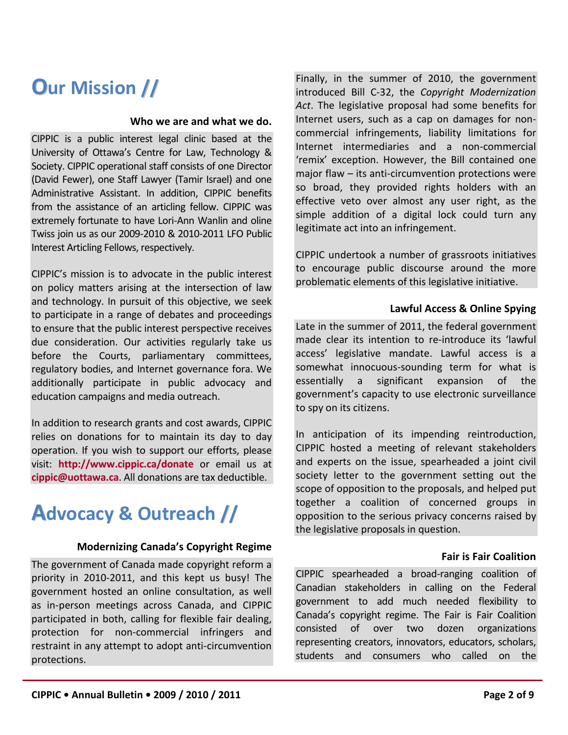# Our Mission //

**Who we are and what we do.**

CIPPIC is a public interest legal clinic based at the University of Ottawa's Centre for Law, Technology & Society. CIPPIC operational staff consists of one Director (David Fewer), one Staff Lawyer (Tamir Israel) and one Administrative Assistant. In addition, CIPPIC benefits from the assistance of an articling fellow. CIPPIC was extremely fortunate to have Lori-Ann Wanlin and oline Twiss join us as our 2009-2010 & 2010-2011 LFO Public Interest Articling Fellows, respectively.

CIPPIC's mission is to advocate in the public interest on policy matters arising at the intersection of law and technology. In pursuit of this objective, we seek to participate in a range of debates and proceedings to ensure that the public interest perspective receives due consideration. Our activities regularly take us before the Courts, parliamentary committees, regulatory bodies, and Internet governance fora. We additionally participate in public advocacy and education campaigns and media outreach.

In addition to research grants and cost awards, CIPPIC relies on donations for to maintain its day to day operation. If you wish to support our efforts, please visit: **http://www.cippic.ca/donate** or email us at **cippic@uottawa.ca**. All donations are tax deductible.

# Advocacy & Outreach //

**Modernizing Canada's Copyright Regime**

The government of Canada made copyright reform a priority in 2010-2011, and this kept us busy! The government hosted an online consultation, as well as in-person meetings across Canada, and CIPPIC participated in both, calling for flexible fair dealing, protection for non-commercial infringers and restraint in any attempt to adopt anti-circumvention protections.

Finally, in the summer of 2010, the government introduced Bill C-32, the *Copyright Modernization Act*. The legislative proposal had some benefits for Internet users, such as a cap on damages for non-commercial infringements, liability limitations for Internet intermediaries and a non-commercial 'remix' exception. However, the Bill contained one major flaw – its anti-circumvention protections were so broad, they provided rights holders with an effective veto over almost any user right, as the simple addition of a digital lock could turn any legitimate act into an infringement.

CIPPIC undertook a number of grassroots initiatives to encourage public discourse around the more problematic elements of this legislative initiative.

**Lawful Access & Online Spying**

Late in the summer of 2011, the federal government made clear its intention to re-introduce its 'lawful access' legislative mandate. Lawful access is a somewhat innocuous-sounding term for what is essentially a significant expansion of the government's capacity to use electronic surveillance to spy on its citizens.

In anticipation of its impending reintroduction, CIPPIC hosted a meeting of relevant stakeholders and experts on the issue, spearheaded a joint civil society letter to the government setting out the scope of opposition to the proposals, and helped put together a coalition of concerned groups in opposition to the serious privacy concerns raised by the legislative proposals in question.

**Fair is Fair Coalition**

CIPPIC spearheaded a broad-ranging coalition of Canadian stakeholders in calling on the Federal government to add much needed flexibility to Canada's copyright regime. The Fair is Fair Coalition consisted of over two dozen organizations representing creators, innovators, educators, scholars, students and consumers who called on the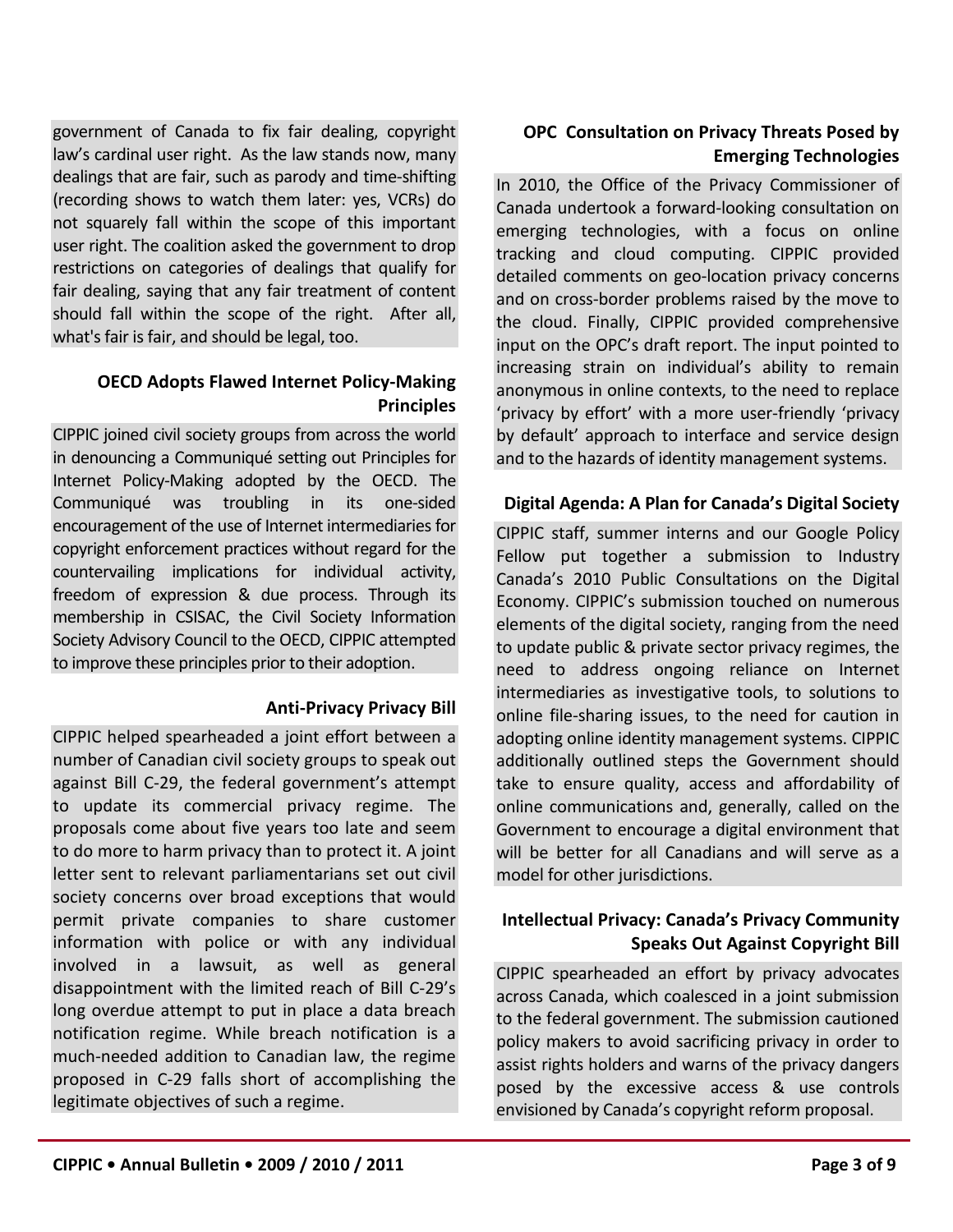government of Canada to fix fair dealing, copyright law's cardinal user right. As the law stands now, many dealings that are fair, such as parody and time-shifting (recording shows to watch them later: yes, VCRs) do not squarely fall within the scope of this important user right. The coalition asked the government to drop restrictions on categories of dealings that qualify for fair dealing, saying that any fair treatment of content should fall within the scope of the right. After all, what's fair is fair, and should be legal, too.

### OECD Adopts Flawed Internet Policy-Making Principles

CIPPIC joined civil society groups from across the world in denouncing a Communiqué setting out Principles for Internet Policy-Making adopted by the OECD. The Communiqué was troubling in its one-sided encouragement of the use of Internet intermediaries for copyright enforcement practices without regard for the countervailing implications for individual activity, freedom of expression & due process. Through its membership in CSISAC, the Civil Society Information Society Advisory Council to the OECD, CIPPIC attempted to improve these principles prior to their adoption.

### Anti-Privacy Privacy Bill

CIPPIC helped spearheaded a joint effort between a number of Canadian civil society groups to speak out against Bill C-29, the federal government's attempt to update its commercial privacy regime. The proposals come about five years too late and seem to do more to harm privacy than to protect it. A joint letter sent to relevant parliamentarians set out civil society concerns over broad exceptions that would permit private companies to share customer information with police or with any individual involved in a lawsuit, as well as general disappointment with the limited reach of Bill C-29's long overdue attempt to put in place a data breach notification regime. While breach notification is a much-needed addition to Canadian law, the regime proposed in C-29 falls short of accomplishing the legitimate objectives of such a regime.

### OPC Consultation on Privacy Threats Posed by Emerging Technologies

In 2010, the Office of the Privacy Commissioner of Canada undertook a forward-looking consultation on emerging technologies, with a focus on online tracking and cloud computing. CIPPIC provided detailed comments on geo-location privacy concerns and on cross-border problems raised by the move to the cloud. Finally, CIPPIC provided comprehensive input on the OPC's draft report. The input pointed to increasing strain on individual's ability to remain anonymous in online contexts, to the need to replace 'privacy by effort' with a more user-friendly 'privacy by default' approach to interface and service design and to the hazards of identity management systems.

### Digital Agenda: A Plan for Canada's Digital Society

CIPPIC staff, summer interns and our Google Policy Fellow put together a submission to Industry Canada's 2010 Public Consultations on the Digital Economy. CIPPIC's submission touched on numerous elements of the digital society, ranging from the need to update public & private sector privacy regimes, the need to address ongoing reliance on Internet intermediaries as investigative tools, to solutions to online file-sharing issues, to the need for caution in adopting online identity management systems. CIPPIC additionally outlined steps the Government should take to ensure quality, access and affordability of online communications and, generally, called on the Government to encourage a digital environment that will be better for all Canadians and will serve as a model for other jurisdictions.

### Intellectual Privacy: Canada's Privacy Community Speaks Out Against Copyright Bill

CIPPIC spearheaded an effort by privacy advocates across Canada, which coalesced in a joint submission to the federal government. The submission cautioned policy makers to avoid sacrificing privacy in order to assist rights holders and warns of the privacy dangers posed by the excessive access & use controls envisioned by Canada's copyright reform proposal.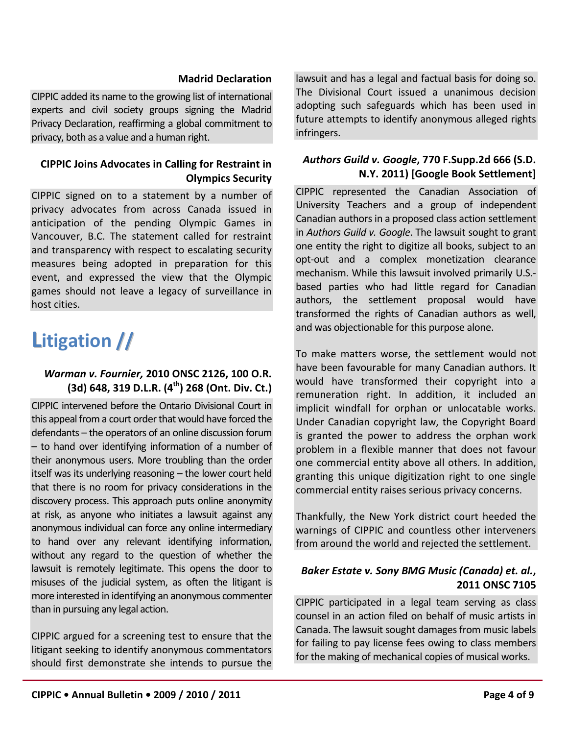### Madrid Declaration

CIPPIC added its name to the growing list of international experts and civil society groups signing the Madrid Privacy Declaration, reaffirming a global commitment to privacy, both as a value and a human right.

### CIPPIC Joins Advocates in Calling for Restraint in Olympics Security

CIPPIC signed on to a statement by a number of privacy advocates from across Canada issued in anticipation of the pending Olympic Games in Vancouver, B.C. The statement called for restraint and transparency with respect to escalating security measures being adopted in preparation for this event, and expressed the view that the Olympic games should not leave a legacy of surveillance in host cities.

## Litigation //

### *Warman v. Fournier,* 2010 ONSC 2126, 100 O.R. (3d) 648, 319 D.L.R. (4th) 268 (Ont. Div. Ct.)

CIPPIC intervened before the Ontario Divisional Court in this appeal from a court order that would have forced the defendants – the operators of an online discussion forum – to hand over identifying information of a number of their anonymous users. More troubling than the order itself was its underlying reasoning – the lower court held that there is no room for privacy considerations in the discovery process. This approach puts online anonymity at risk, as anyone who initiates a lawsuit against any anonymous individual can force any online intermediary to hand over any relevant identifying information, without any regard to the question of whether the lawsuit is remotely legitimate. This opens the door to misuses of the judicial system, as often the litigant is more interested in identifying an anonymous commenter than in pursuing any legal action.

CIPPIC argued for a screening test to ensure that the litigant seeking to identify anonymous commentators should first demonstrate she intends to pursue the lawsuit and has a legal and factual basis for doing so. The Divisional Court issued a unanimous decision adopting such safeguards which has been used in future attempts to identify anonymous alleged rights infringers.

### *Authors Guild v. Google*, 770 F.Supp.2d 666 (S.D. N.Y. 2011) [Google Book Settlement]

CIPPIC represented the Canadian Association of University Teachers and a group of independent Canadian authors in a proposed class action settlement in *Authors Guild v. Google*. The lawsuit sought to grant one entity the right to digitize all books, subject to an opt-out and a complex monetization clearance mechanism. While this lawsuit involved primarily U.S.-based parties who had little regard for Canadian authors, the settlement proposal would have transformed the rights of Canadian authors as well, and was objectionable for this purpose alone.

To make matters worse, the settlement would not have been favourable for many Canadian authors. It would have transformed their copyright into a remuneration right. In addition, it included an implicit windfall for orphan or unlocatable works. Under Canadian copyright law, the Copyright Board is granted the power to address the orphan work problem in a flexible manner that does not favour one commercial entity above all others. In addition, granting this unique digitization right to one single commercial entity raises serious privacy concerns.

Thankfully, the New York district court heeded the warnings of CIPPIC and countless other interveners from around the world and rejected the settlement.

### *Baker Estate v. Sony BMG Music (Canada) et. al.*, 2011 ONSC 7105

CIPPIC participated in a legal team serving as class counsel in an action filed on behalf of music artists in Canada. The lawsuit sought damages from music labels for failing to pay license fees owing to class members for the making of mechanical copies of musical works.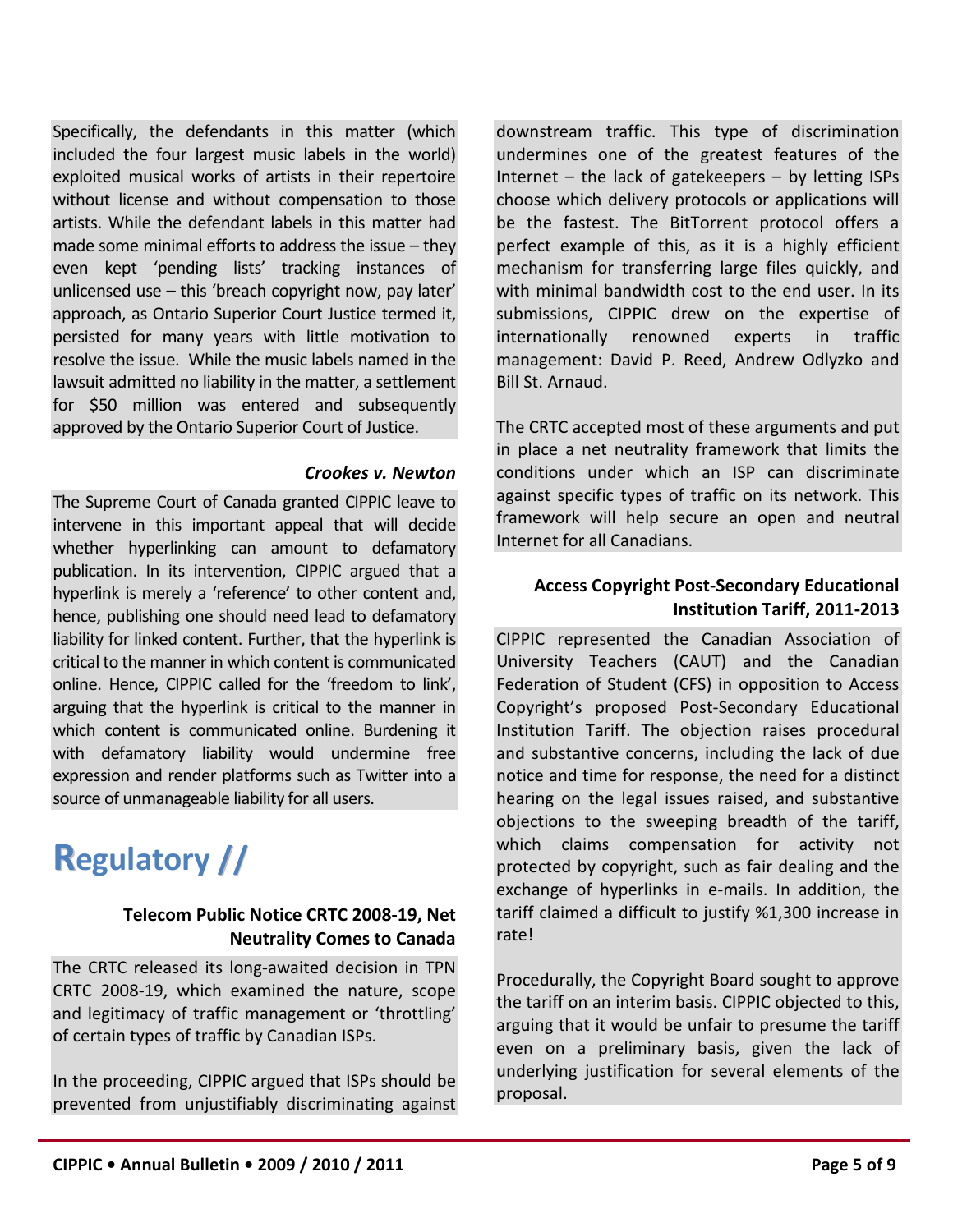Specifically, the defendants in this matter (which included the four largest music labels in the world) exploited musical works of artists in their repertoire without license and without compensation to those artists. While the defendant labels in this matter had made some minimal efforts to address the issue – they even kept 'pending lists' tracking instances of unlicensed use – this 'breach copyright now, pay later' approach, as Ontario Superior Court Justice termed it, persisted for many years with little motivation to resolve the issue. While the music labels named in the lawsuit admitted no liability in the matter, a settlement for $50 million was entered and subsequently approved by the Ontario Superior Court of Justice.

### *Crookes v. Newton*

The Supreme Court of Canada granted CIPPIC leave to intervene in this important appeal that will decide whether hyperlinking can amount to defamatory publication. In its intervention, CIPPIC argued that a hyperlink is merely a 'reference' to other content and, hence, publishing one should need lead to defamatory liability for linked content. Further, that the hyperlink is critical to the manner in which content is communicated online. Hence, CIPPIC called for the 'freedom to link', arguing that the hyperlink is critical to the manner in which content is communicated online. Burdening it with defamatory liability would undermine free expression and render platforms such as Twitter into a source of unmanageable liability for all users.

## Regulatory //

### Telecom Public Notice CRTC 2008-19, Net Neutrality Comes to Canada

The CRTC released its long-awaited decision in TPN CRTC 2008-19, which examined the nature, scope and legitimacy of traffic management or 'throttling' of certain types of traffic by Canadian ISPs.

In the proceeding, CIPPIC argued that ISPs should be prevented from unjustifiably discriminating against downstream traffic. This type of discrimination undermines one of the greatest features of the Internet – the lack of gatekeepers – by letting ISPs choose which delivery protocols or applications will be the fastest. The BitTorrent protocol offers a perfect example of this, as it is a highly efficient mechanism for transferring large files quickly, and with minimal bandwidth cost to the end user. In its submissions, CIPPIC drew on the expertise of internationally renowned experts in traffic management: David P. Reed, Andrew Odlyzko and Bill St. Arnaud.

The CRTC accepted most of these arguments and put in place a net neutrality framework that limits the conditions under which an ISP can discriminate against specific types of traffic on its network. This framework will help secure an open and neutral Internet for all Canadians.

### Access Copyright Post-Secondary Educational Institution Tariff, 2011-2013

CIPPIC represented the Canadian Association of University Teachers (CAUT) and the Canadian Federation of Student (CFS) in opposition to Access Copyright's proposed Post-Secondary Educational Institution Tariff. The objection raises procedural and substantive concerns, including the lack of due notice and time for response, the need for a distinct hearing on the legal issues raised, and substantive objections to the sweeping breadth of the tariff, which claims compensation for activity not protected by copyright, such as fair dealing and the exchange of hyperlinks in e-mails. In addition, the tariff claimed a difficult to justify %1,300 increase in rate!

Procedurally, the Copyright Board sought to approve the tariff on an interim basis. CIPPIC objected to this, arguing that it would be unfair to presume the tariff even on a preliminary basis, given the lack of underlying justification for several elements of the proposal.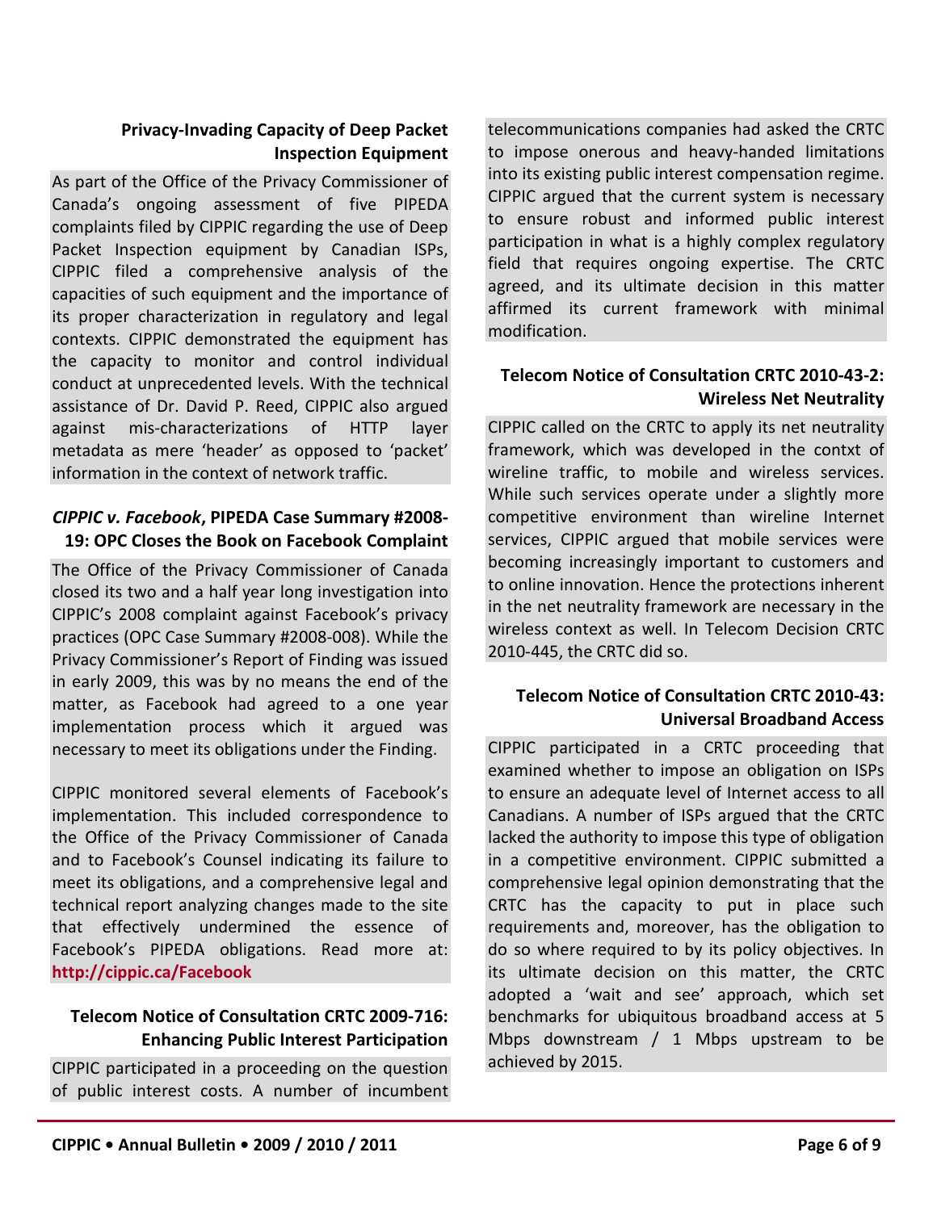### Privacy-Invading Capacity of Deep Packet Inspection Equipment

As part of the Office of the Privacy Commissioner of Canada's ongoing assessment of five PIPEDA complaints filed by CIPPIC regarding the use of Deep Packet Inspection equipment by Canadian ISPs, CIPPIC filed a comprehensive analysis of the capacities of such equipment and the importance of its proper characterization in regulatory and legal contexts. CIPPIC demonstrated the equipment has the capacity to monitor and control individual conduct at unprecedented levels. With the technical assistance of Dr. David P. Reed, CIPPIC also argued against mis-characterizations of HTTP layer metadata as mere 'header' as opposed to 'packet' information in the context of network traffic.

### *CIPPIC v. Facebook*, PIPEDA Case Summary #2008-19: OPC Closes the Book on Facebook Complaint

The Office of the Privacy Commissioner of Canada closed its two and a half year long investigation into CIPPIC's 2008 complaint against Facebook's privacy practices (OPC Case Summary #2008-008). While the Privacy Commissioner's Report of Finding was issued in early 2009, this was by no means the end of the matter, as Facebook had agreed to a one year implementation process which it argued was necessary to meet its obligations under the Finding.

CIPPIC monitored several elements of Facebook's implementation. This included correspondence to the Office of the Privacy Commissioner of Canada and to Facebook's Counsel indicating its failure to meet its obligations, and a comprehensive legal and technical report analyzing changes made to the site that effectively undermined the essence of Facebook's PIPEDA obligations. Read more at: **http://cippic.ca/Facebook**

### Telecom Notice of Consultation CRTC 2009-716: Enhancing Public Interest Participation

CIPPIC participated in a proceeding on the question of public interest costs. A number of incumbent telecommunications companies had asked the CRTC to impose onerous and heavy-handed limitations into its existing public interest compensation regime. CIPPIC argued that the current system is necessary to ensure robust and informed public interest participation in what is a highly complex regulatory field that requires ongoing expertise. The CRTC agreed, and its ultimate decision in this matter affirmed its current framework with minimal modification.

### Telecom Notice of Consultation CRTC 2010-43-2: Wireless Net Neutrality

CIPPIC called on the CRTC to apply its net neutrality framework, which was developed in the contxt of wireline traffic, to mobile and wireless services. While such services operate under a slightly more competitive environment than wireline Internet services, CIPPIC argued that mobile services were becoming increasingly important to customers and to online innovation. Hence the protections inherent in the net neutrality framework are necessary in the wireless context as well. In Telecom Decision CRTC 2010-445, the CRTC did so.

### Telecom Notice of Consultation CRTC 2010-43: Universal Broadband Access

CIPPIC participated in a CRTC proceeding that examined whether to impose an obligation on ISPs to ensure an adequate level of Internet access to all Canadians. A number of ISPs argued that the CRTC lacked the authority to impose this type of obligation in a competitive environment. CIPPIC submitted a comprehensive legal opinion demonstrating that the CRTC has the capacity to put in place such requirements and, moreover, has the obligation to do so where required to by its policy objectives. In its ultimate decision on this matter, the CRTC adopted a 'wait and see' approach, which set benchmarks for ubiquitous broadband access at 5 Mbps downstream / 1 Mbps upstream to be achieved by 2015.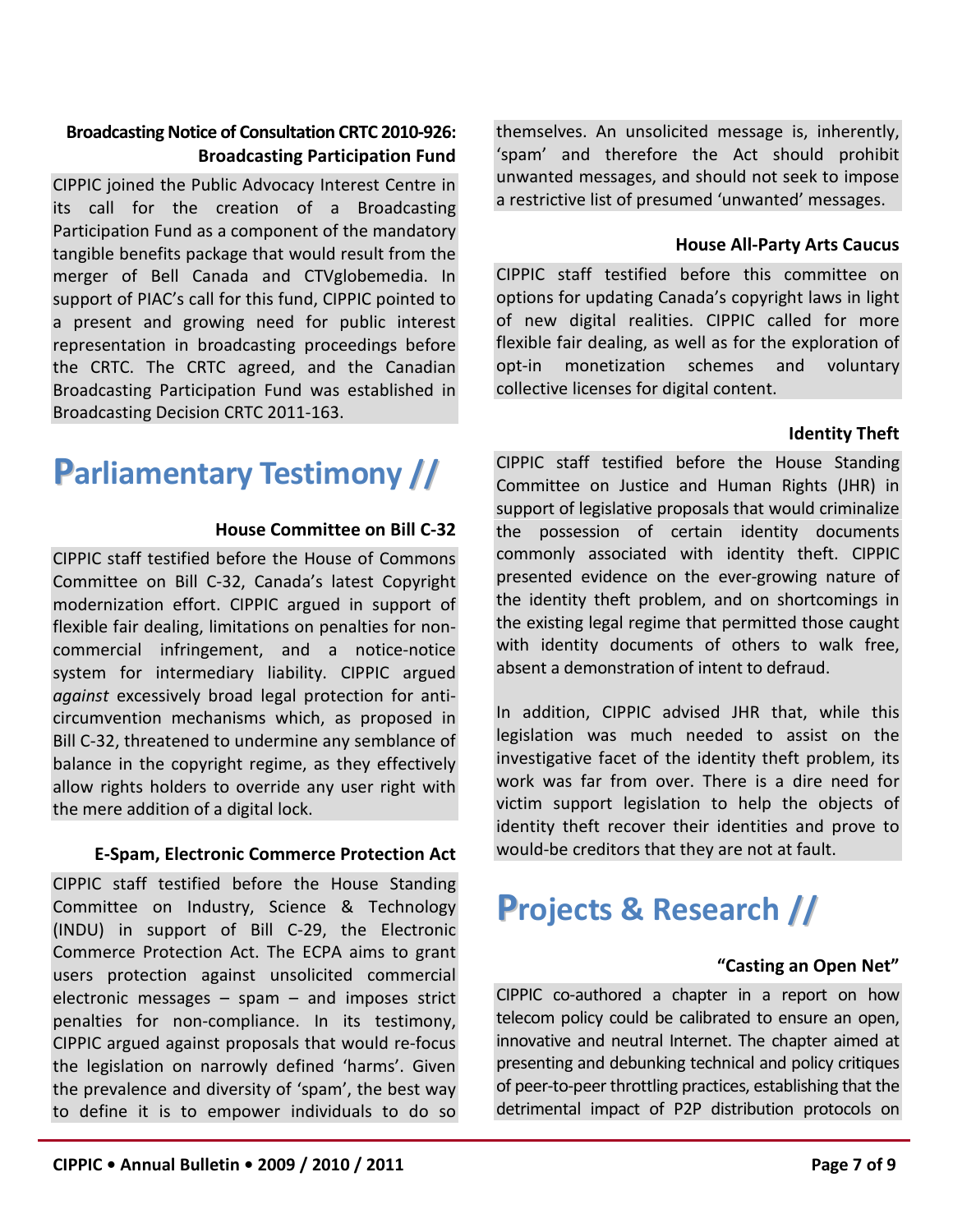### Broadcasting Notice of Consultation CRTC 2010-926: Broadcasting Participation Fund

CIPPIC joined the Public Advocacy Interest Centre in its call for the creation of a Broadcasting Participation Fund as a component of the mandatory tangible benefits package that would result from the merger of Bell Canada and CTVglobemedia. In support of PIAC's call for this fund, CIPPIC pointed to a present and growing need for public interest representation in broadcasting proceedings before the CRTC. The CRTC agreed, and the Canadian Broadcasting Participation Fund was established in Broadcasting Decision CRTC 2011-163.

## Parliamentary Testimony //

### House Committee on Bill C-32

CIPPIC staff testified before the House of Commons Committee on Bill C-32, Canada's latest Copyright modernization effort. CIPPIC argued in support of flexible fair dealing, limitations on penalties for non-commercial infringement, and a notice-notice system for intermediary liability. CIPPIC argued *against* excessively broad legal protection for anti-circumvention mechanisms which, as proposed in Bill C-32, threatened to undermine any semblance of balance in the copyright regime, as they effectively allow rights holders to override any user right with the mere addition of a digital lock.

### E-Spam, Electronic Commerce Protection Act

CIPPIC staff testified before the House Standing Committee on Industry, Science & Technology (INDU) in support of Bill C-29, the Electronic Commerce Protection Act. The ECPA aims to grant users protection against unsolicited commercial electronic messages – spam – and imposes strict penalties for non-compliance. In its testimony, CIPPIC argued against proposals that would re-focus the legislation on narrowly defined 'harms'. Given the prevalence and diversity of 'spam', the best way to define it is to empower individuals to do so themselves. An unsolicited message is, inherently, 'spam' and therefore the Act should prohibit unwanted messages, and should not seek to impose a restrictive list of presumed 'unwanted' messages.

### House All-Party Arts Caucus

CIPPIC staff testified before this committee on options for updating Canada's copyright laws in light of new digital realities. CIPPIC called for more flexible fair dealing, as well as for the exploration of opt-in monetization schemes and voluntary collective licenses for digital content.

### Identity Theft

CIPPIC staff testified before the House Standing Committee on Justice and Human Rights (JHR) in support of legislative proposals that would criminalize the possession of certain identity documents commonly associated with identity theft. CIPPIC presented evidence on the ever-growing nature of the identity theft problem, and on shortcomings in the existing legal regime that permitted those caught with identity documents of others to walk free, absent a demonstration of intent to defraud.

In addition, CIPPIC advised JHR that, while this legislation was much needed to assist on the investigative facet of the identity theft problem, its work was far from over. There is a dire need for victim support legislation to help the objects of identity theft recover their identities and prove to would-be creditors that they are not at fault.

## Projects & Research //

### "Casting an Open Net"

CIPPIC co-authored a chapter in a report on how telecom policy could be calibrated to ensure an open, innovative and neutral Internet. The chapter aimed at presenting and debunking technical and policy critiques of peer-to-peer throttling practices, establishing that the detrimental impact of P2P distribution protocols on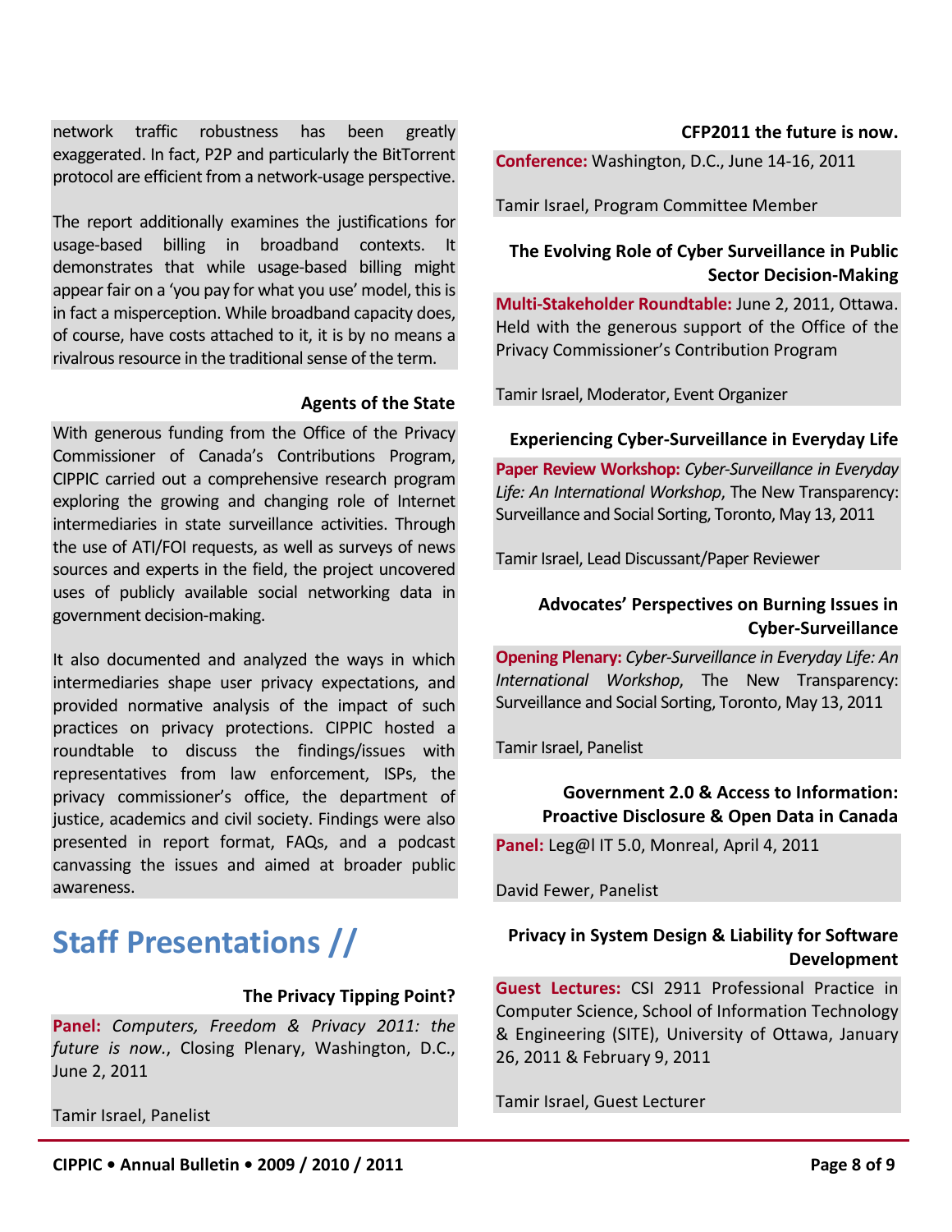network traffic robustness has been greatly exaggerated. In fact, P2P and particularly the BitTorrent protocol are efficient from a network-usage perspective.

The report additionally examines the justifications for usage-based billing in broadband contexts. It demonstrates that while usage-based billing might appear fair on a 'you pay for what you use' model, this is in fact a misperception. While broadband capacity does, of course, have costs attached to it, it is by no means a rivalrous resource in the traditional sense of the term.

### Agents of the State

With generous funding from the Office of the Privacy Commissioner of Canada's Contributions Program, CIPPIC carried out a comprehensive research program exploring the growing and changing role of Internet intermediaries in state surveillance activities. Through the use of ATI/FOI requests, as well as surveys of news sources and experts in the field, the project uncovered uses of publicly available social networking data in government decision-making.

It also documented and analyzed the ways in which intermediaries shape user privacy expectations, and provided normative analysis of the impact of such practices on privacy protections. CIPPIC hosted a roundtable to discuss the findings/issues with representatives from law enforcement, ISPs, the privacy commissioner's office, the department of justice, academics and civil society. Findings were also presented in report format, FAQs, and a podcast canvassing the issues and aimed at broader public awareness.

## Staff Presentations //

### The Privacy Tipping Point?

**Panel:** *Computers, Freedom & Privacy 2011: the future is now.*, Closing Plenary, Washington, D.C., June 2, 2011

Tamir Israel, Panelist

### CFP2011 the future is now.

**Conference:** Washington, D.C., June 14-16, 2011

Tamir Israel, Program Committee Member

### The Evolving Role of Cyber Surveillance in Public Sector Decision-Making

**Multi-Stakeholder Roundtable:** June 2, 2011, Ottawa. Held with the generous support of the Office of the Privacy Commissioner's Contribution Program

Tamir Israel, Moderator, Event Organizer

### Experiencing Cyber-Surveillance in Everyday Life

**Paper Review Workshop:** *Cyber-Surveillance in Everyday Life: An International Workshop*, The New Transparency: Surveillance and Social Sorting, Toronto, May 13, 2011

Tamir Israel, Lead Discussant/Paper Reviewer

### Advocates' Perspectives on Burning Issues in Cyber-Surveillance

**Opening Plenary:** *Cyber-Surveillance in Everyday Life: An International Workshop*, The New Transparency: Surveillance and Social Sorting, Toronto, May 13, 2011

Tamir Israel, Panelist

### Government 2.0 & Access to Information: Proactive Disclosure & Open Data in Canada

**Panel:** Leg@l IT 5.0, Monreal, April 4, 2011

David Fewer, Panelist

### Privacy in System Design & Liability for Software Development

**Guest Lectures:** CSI 2911 Professional Practice in Computer Science, School of Information Technology & Engineering (SITE), University of Ottawa, January 26, 2011 & February 9, 2011

Tamir Israel, Guest Lecturer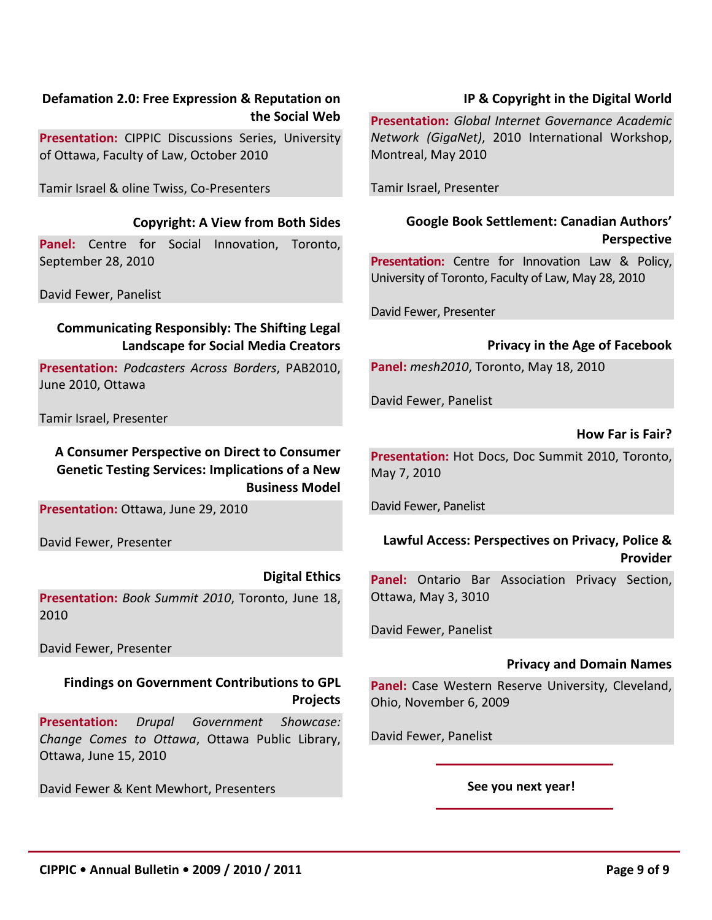### Defamation 2.0: Free Expression & Reputation on the Social Web

**Presentation:** CIPPIC Discussions Series, University of Ottawa, Faculty of Law, October 2010

Tamir Israel & oline Twiss, Co-Presenters

### Copyright: A View from Both Sides

**Panel:** Centre for Social Innovation, Toronto, September 28, 2010

David Fewer, Panelist

### Communicating Responsibly: The Shifting Legal Landscape for Social Media Creators

**Presentation:** *Podcasters Across Borders*, PAB2010, June 2010, Ottawa

Tamir Israel, Presenter

### A Consumer Perspective on Direct to Consumer Genetic Testing Services: Implications of a New Business Model

**Presentation:** Ottawa, June 29, 2010

David Fewer, Presenter

### Digital Ethics

**Presentation:** *Book Summit 2010*, Toronto, June 18, 2010

David Fewer, Presenter

### Findings on Government Contributions to GPL Projects

**Presentation:** *Drupal Government Showcase: Change Comes to Ottawa*, Ottawa Public Library, Ottawa, June 15, 2010

David Fewer & Kent Mewhort, Presenters

### IP & Copyright in the Digital World

**Presentation:** *Global Internet Governance Academic Network (GigaNet)*, 2010 International Workshop, Montreal, May 2010

Tamir Israel, Presenter

### Google Book Settlement: Canadian Authors' Perspective

**Presentation:** Centre for Innovation Law & Policy, University of Toronto, Faculty of Law, May 28, 2010

David Fewer, Presenter

### Privacy in the Age of Facebook

**Panel:** *mesh2010*, Toronto, May 18, 2010

David Fewer, Panelist

### How Far is Fair?

**Presentation:** Hot Docs, Doc Summit 2010, Toronto, May 7, 2010

David Fewer, Panelist

### Lawful Access: Perspectives on Privacy, Police & Provider

**Panel:** Ontario Bar Association Privacy Section, Ottawa, May 3, 3010

David Fewer, Panelist

### Privacy and Domain Names

**Panel:** Case Western Reserve University, Cleveland, Ohio, November 6, 2009

David Fewer, Panelist

---

**See you next year!**

---